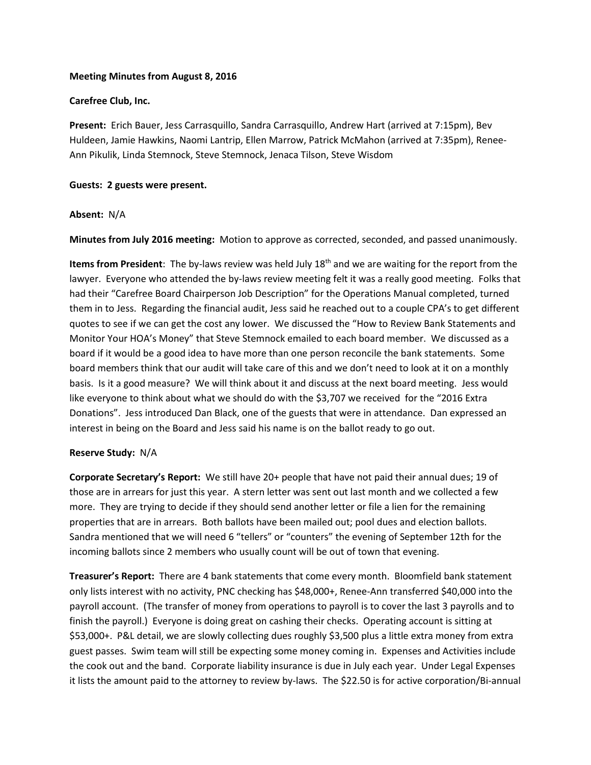**Meeting Minutes from August 8, 2016**

**Carefree Club, Inc.**

**Present:** Erich Bauer, Jess Carrasquillo, Sandra Carrasquillo, Andrew Hart (arrived at 7:15pm), Bev Huldeen, Jamie Hawkins, Naomi Lantrip, Ellen Marrow, Patrick McMahon (arrived at 7:35pm), Renee-Ann Pikulik, Linda Stemnock, Steve Stemnock, Jenaca Tilson, Steve Wisdom

**Guests: 2 guests were present.**

**Absent:** N/A

**Minutes from July 2016 meeting:** Motion to approve as corrected, seconded, and passed unanimously.

**Items from President**: The by-laws review was held July 18th and we are waiting for the report from the lawyer. Everyone who attended the by-laws review meeting felt it was a really good meeting. Folks that had their "Carefree Board Chairperson Job Description" for the Operations Manual completed, turned them in to Jess. Regarding the financial audit, Jess said he reached out to a couple CPA's to get different quotes to see if we can get the cost any lower. We discussed the "How to Review Bank Statements and Monitor Your HOA's Money" that Steve Stemnock emailed to each board member. We discussed as a board if it would be a good idea to have more than one person reconcile the bank statements. Some board members think that our audit will take care of this and we don't need to look at it on a monthly basis. Is it a good measure? We will think about it and discuss at the next board meeting. Jess would like everyone to think about what we should do with the $3,707 we received for the "2016 Extra Donations". Jess introduced Dan Black, one of the guests that were in attendance. Dan expressed an interest in being on the Board and Jess said his name is on the ballot ready to go out.

**Reserve Study:** N/A

**Corporate Secretary's Report:** We still have 20+ people that have not paid their annual dues; 19 of those are in arrears for just this year. A stern letter was sent out last month and we collected a few more. They are trying to decide if they should send another letter or file a lien for the remaining properties that are in arrears. Both ballots have been mailed out; pool dues and election ballots. Sandra mentioned that we will need 6 "tellers" or "counters" the evening of September 12th for the incoming ballots since 2 members who usually count will be out of town that evening.

**Treasurer's Report:** There are 4 bank statements that come every month. Bloomfield bank statement only lists interest with no activity, PNC checking has $48,000+, Renee-Ann transferred $40,000 into the payroll account. (The transfer of money from operations to payroll is to cover the last 3 payrolls and to finish the payroll.) Everyone is doing great on cashing their checks. Operating account is sitting at $53,000+. P&L detail, we are slowly collecting dues roughly $3,500 plus a little extra money from extra guest passes. Swim team will still be expecting some money coming in. Expenses and Activities include the cook out and the band. Corporate liability insurance is due in July each year. Under Legal Expenses it lists the amount paid to the attorney to review by-laws. The $22.50 is for active corporation/Bi-annual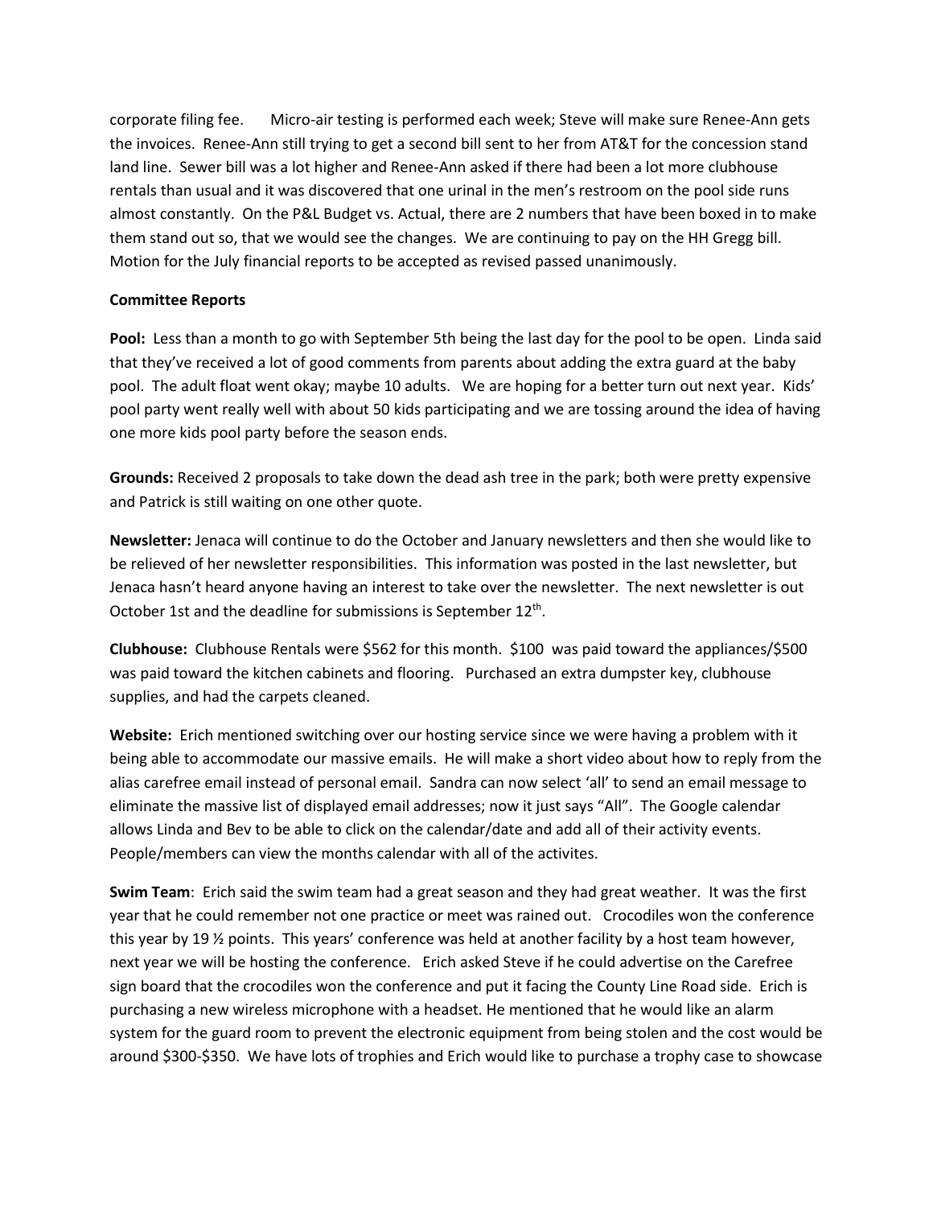corporate filing fee.  Micro-air testing is performed each week; Steve will make sure Renee-Ann gets the invoices.  Renee-Ann still trying to get a second bill sent to her from AT&T for the concession stand land line.  Sewer bill was a lot higher and Renee-Ann asked if there had been a lot more clubhouse rentals than usual and it was discovered that one urinal in the men's restroom on the pool side runs almost constantly.  On the P&L Budget vs. Actual, there are 2 numbers that have been boxed in to make them stand out so, that we would see the changes.  We are continuing to pay on the HH Gregg bill.  Motion for the July financial reports to be accepted as revised passed unanimously.

**Committee Reports**

**Pool:** Less than a month to go with September 5th being the last day for the pool to be open.  Linda said that they've received a lot of good comments from parents about adding the extra guard at the baby pool.  The adult float went okay; maybe 10 adults.  We are hoping for a better turn out next year.  Kids' pool party went really well with about 50 kids participating and we are tossing around the idea of having one more kids pool party before the season ends.

**Grounds:** Received 2 proposals to take down the dead ash tree in the park; both were pretty expensive and Patrick is still waiting on one other quote.

**Newsletter:** Jenaca will continue to do the October and January newsletters and then she would like to be relieved of her newsletter responsibilities.  This information was posted in the last newsletter, but Jenaca hasn't heard anyone having an interest to take over the newsletter.  The next newsletter is out October 1st and the deadline for submissions is September 12th.

**Clubhouse:** Clubhouse Rentals were $562 for this month.  $100 was paid toward the appliances/$500 was paid toward the kitchen cabinets and flooring.  Purchased an extra dumpster key, clubhouse supplies, and had the carpets cleaned.

**Website:** Erich mentioned switching over our hosting service since we were having a problem with it being able to accommodate our massive emails.  He will make a short video about how to reply from the alias carefree email instead of personal email.  Sandra can now select 'all' to send an email message to eliminate the massive list of displayed email addresses; now it just says "All".  The Google calendar allows Linda and Bev to be able to click on the calendar/date and add all of their activity events.  People/members can view the months calendar with all of the activites.

**Swim Team**: Erich said the swim team had a great season and they had great weather.  It was the first year that he could remember not one practice or meet was rained out.  Crocodiles won the conference this year by 19 ½ points.  This years' conference was held at another facility by a host team however, next year we will be hosting the conference.  Erich asked Steve if he could advertise on the Carefree sign board that the crocodiles won the conference and put it facing the County Line Road side.  Erich is purchasing a new wireless microphone with a headset. He mentioned that he would like an alarm system for the guard room to prevent the electronic equipment from being stolen and the cost would be around $300-$350.  We have lots of trophies and Erich would like to purchase a trophy case to showcase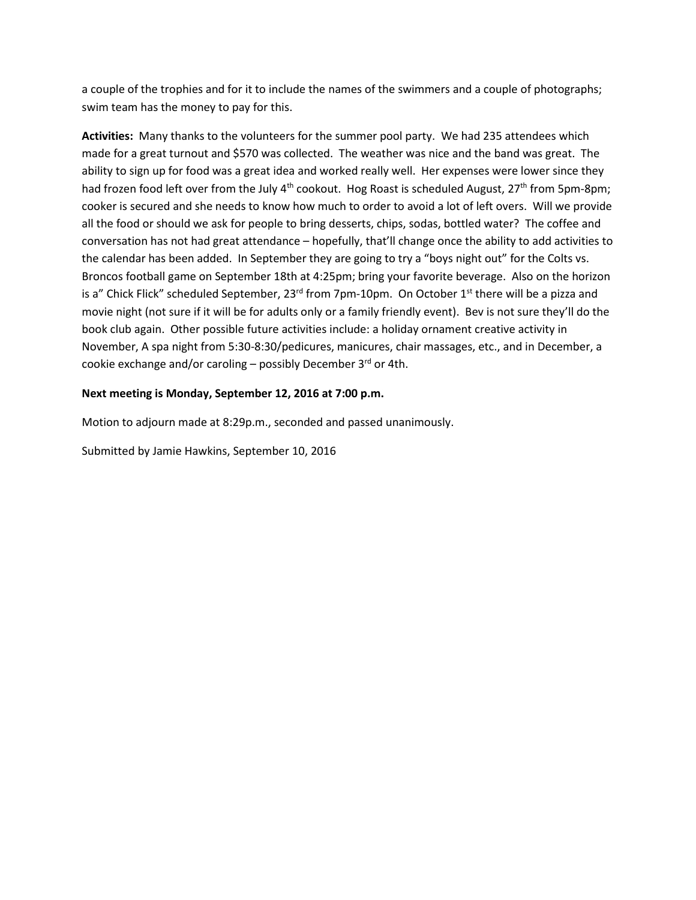a couple of the trophies and for it to include the names of the swimmers and a couple of photographs; swim team has the money to pay for this.

**Activities:** Many thanks to the volunteers for the summer pool party. We had 235 attendees which made for a great turnout and $570 was collected. The weather was nice and the band was great. The ability to sign up for food was a great idea and worked really well. Her expenses were lower since they had frozen food left over from the July 4th cookout. Hog Roast is scheduled August, 27th from 5pm-8pm; cooker is secured and she needs to know how much to order to avoid a lot of left overs. Will we provide all the food or should we ask for people to bring desserts, chips, sodas, bottled water? The coffee and conversation has not had great attendance – hopefully, that'll change once the ability to add activities to the calendar has been added. In September they are going to try a "boys night out" for the Colts vs. Broncos football game on September 18th at 4:25pm; bring your favorite beverage. Also on the horizon is a" Chick Flick" scheduled September, 23rd from 7pm-10pm. On October 1st there will be a pizza and movie night (not sure if it will be for adults only or a family friendly event). Bev is not sure they'll do the book club again. Other possible future activities include: a holiday ornament creative activity in November, A spa night from 5:30-8:30/pedicures, manicures, chair massages, etc., and in December, a cookie exchange and/or caroling – possibly December 3rd or 4th.

**Next meeting is Monday, September 12, 2016 at 7:00 p.m.**

Motion to adjourn made at 8:29p.m., seconded and passed unanimously.

Submitted by Jamie Hawkins, September 10, 2016